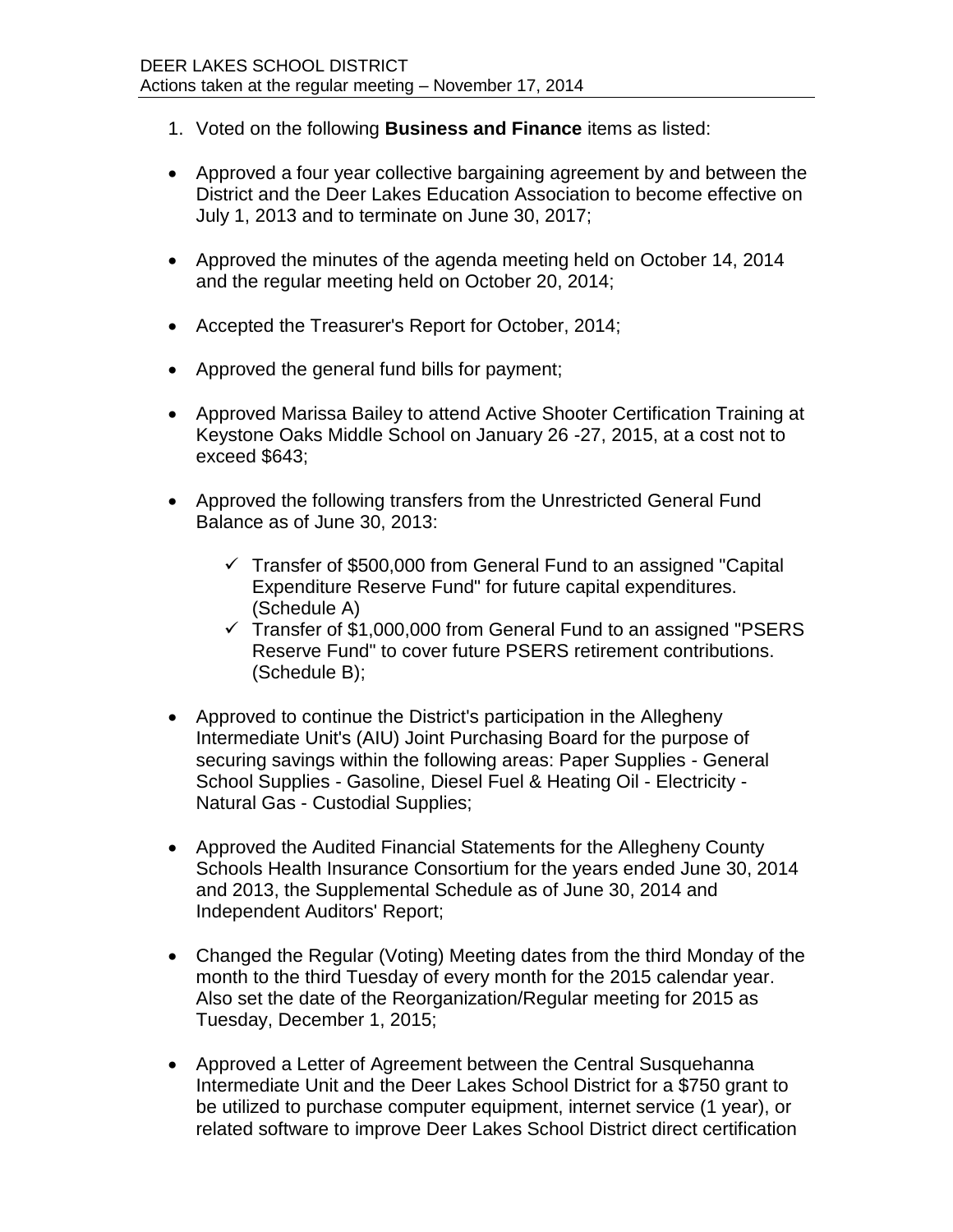DEER LAKES SCHOOL DISTRICT
Actions taken at the regular meeting – November 17, 2014

1. Voted on the following **Business and Finance** items as listed:

- Approved a four year collective bargaining agreement by and between the District and the Deer Lakes Education Association to become effective on July 1, 2013 and to terminate on June 30, 2017;

- Approved the minutes of the agenda meeting held on October 14, 2014 and the regular meeting held on October 20, 2014;

- Accepted the Treasurer's Report for October, 2014;

- Approved the general fund bills for payment;

- Approved Marissa Bailey to attend Active Shooter Certification Training at Keystone Oaks Middle School on January 26 -27, 2015, at a cost not to exceed $643;

- Approved the following transfers from the Unrestricted General Fund Balance as of June 30, 2013:

    - ✓ Transfer of $500,000 from General Fund to an assigned "Capital Expenditure Reserve Fund" for future capital expenditures. (Schedule A)
    - ✓ Transfer of $1,000,000 from General Fund to an assigned "PSERS Reserve Fund" to cover future PSERS retirement contributions. (Schedule B);

- Approved to continue the District's participation in the Allegheny Intermediate Unit's (AIU) Joint Purchasing Board for the purpose of securing savings within the following areas: Paper Supplies - General School Supplies - Gasoline, Diesel Fuel & Heating Oil - Electricity - Natural Gas - Custodial Supplies;

- Approved the Audited Financial Statements for the Allegheny County Schools Health Insurance Consortium for the years ended June 30, 2014 and 2013, the Supplemental Schedule as of June 30, 2014 and Independent Auditors' Report;

- Changed the Regular (Voting) Meeting dates from the third Monday of the month to the third Tuesday of every month for the 2015 calendar year. Also set the date of the Reorganization/Regular meeting for 2015 as Tuesday, December 1, 2015;

- Approved a Letter of Agreement between the Central Susquehanna Intermediate Unit and the Deer Lakes School District for a $750 grant to be utilized to purchase computer equipment, internet service (1 year), or related software to improve Deer Lakes School District direct certification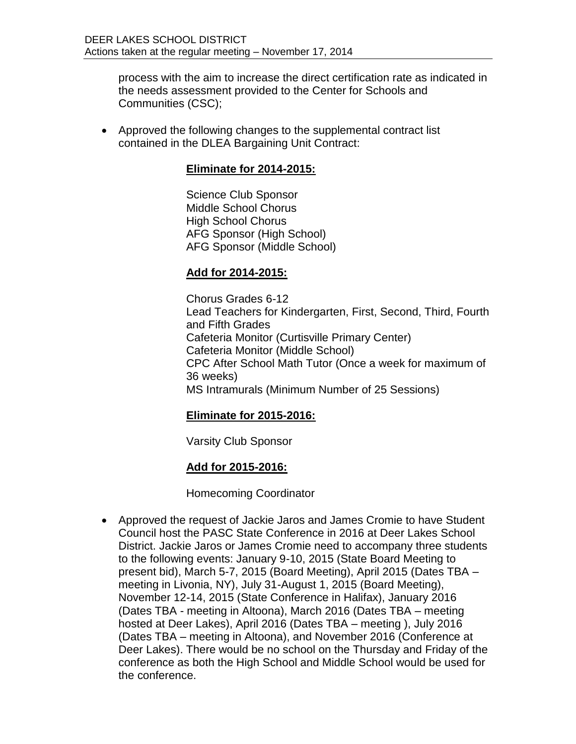process with the aim to increase the direct certification rate as indicated in the needs assessment provided to the Center for Schools and Communities (CSC);

- Approved the following changes to the supplemental contract list contained in the DLEA Bargaining Unit Contract:

  **Eliminate for 2014-2015:**

  Science Club Sponsor
  Middle School Chorus
  High School Chorus
  AFG Sponsor (High School)
  AFG Sponsor (Middle School)

  **Add for 2014-2015:**

  Chorus Grades 6-12
  Lead Teachers for Kindergarten, First, Second, Third, Fourth and Fifth Grades
  Cafeteria Monitor (Curtisville Primary Center)
  Cafeteria Monitor (Middle School)
  CPC After School Math Tutor (Once a week for maximum of 36 weeks)
  MS Intramurals (Minimum Number of 25 Sessions)

  **Eliminate for 2015-2016:**

  Varsity Club Sponsor

  **Add for 2015-2016:**

  Homecoming Coordinator

- Approved the request of Jackie Jaros and James Cromie to have Student Council host the PASC State Conference in 2016 at Deer Lakes School District. Jackie Jaros or James Cromie need to accompany three students to the following events: January 9-10, 2015 (State Board Meeting to present bid), March 5-7, 2015 (Board Meeting), April 2015 (Dates TBA – meeting in Livonia, NY), July 31-August 1, 2015 (Board Meeting), November 12-14, 2015 (State Conference in Halifax), January 2016 (Dates TBA - meeting in Altoona), March 2016 (Dates TBA – meeting hosted at Deer Lakes), April 2016 (Dates TBA – meeting ), July 2016 (Dates TBA – meeting in Altoona), and November 2016 (Conference at Deer Lakes). There would be no school on the Thursday and Friday of the conference as both the High School and Middle School would be used for the conference.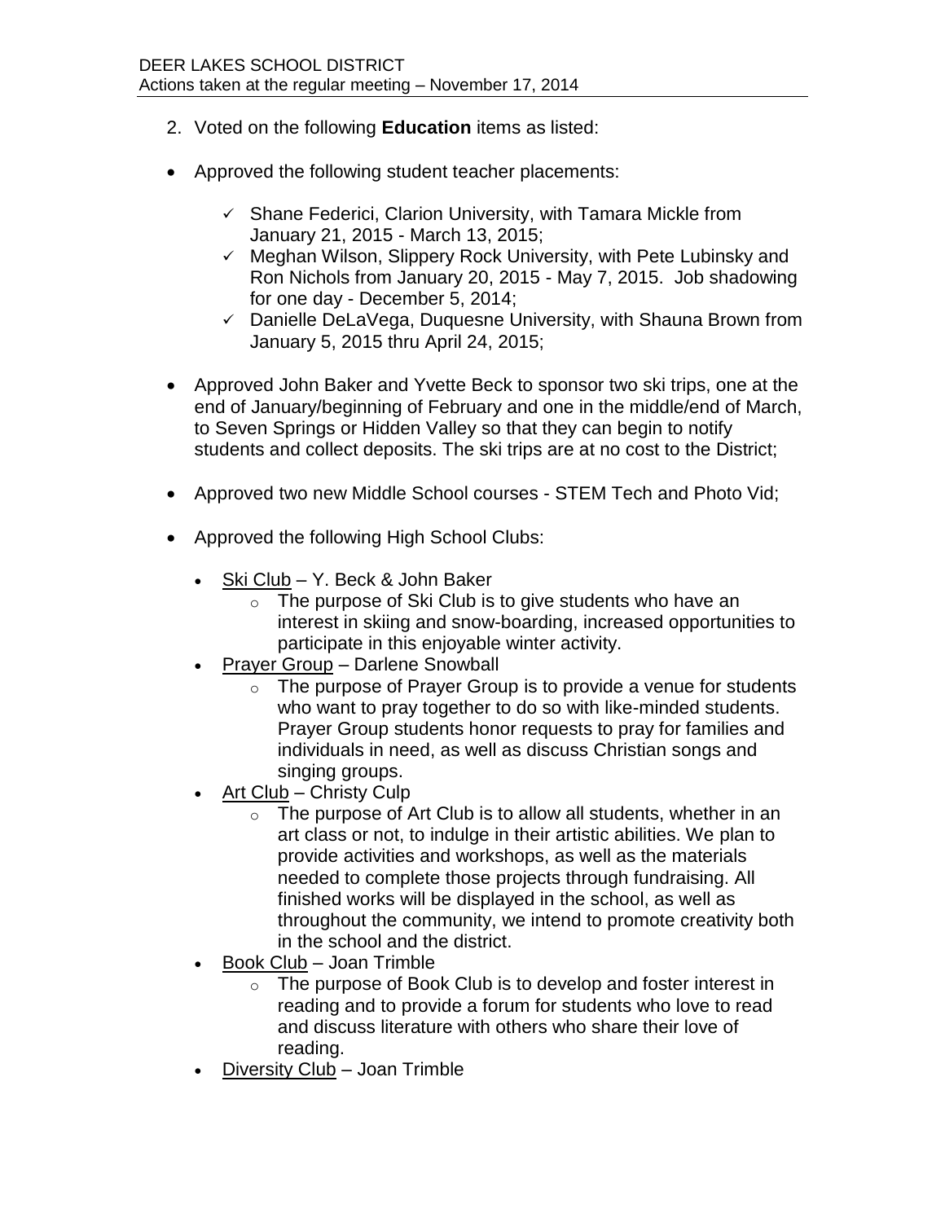2. Voted on the following **Education** items as listed:

- Approved the following student teacher placements:
    - ✓ Shane Federici, Clarion University, with Tamara Mickle from January 21, 2015 - March 13, 2015;
    - ✓ Meghan Wilson, Slippery Rock University, with Pete Lubinsky and Ron Nichols from January 20, 2015 - May 7, 2015. Job shadowing for one day - December 5, 2014;
    - ✓ Danielle DeLaVega, Duquesne University, with Shauna Brown from January 5, 2015 thru April 24, 2015;

- Approved John Baker and Yvette Beck to sponsor two ski trips, one at the end of January/beginning of February and one in the middle/end of March, to Seven Springs or Hidden Valley so that they can begin to notify students and collect deposits. The ski trips are at no cost to the District;

- Approved two new Middle School courses - STEM Tech and Photo Vid;

- Approved the following High School Clubs:
    - Ski Club – Y. Beck & John Baker
        - The purpose of Ski Club is to give students who have an interest in skiing and snow-boarding, increased opportunities to participate in this enjoyable winter activity.
    - Prayer Group – Darlene Snowball
        - The purpose of Prayer Group is to provide a venue for students who want to pray together to do so with like-minded students. Prayer Group students honor requests to pray for families and individuals in need, as well as discuss Christian songs and singing groups.
    - Art Club – Christy Culp
        - The purpose of Art Club is to allow all students, whether in an art class or not, to indulge in their artistic abilities. We plan to provide activities and workshops, as well as the materials needed to complete those projects through fundraising. All finished works will be displayed in the school, as well as throughout the community, we intend to promote creativity both in the school and the district.
    - Book Club – Joan Trimble
        - The purpose of Book Club is to develop and foster interest in reading and to provide a forum for students who love to read and discuss literature with others who share their love of reading.
    - Diversity Club – Joan Trimble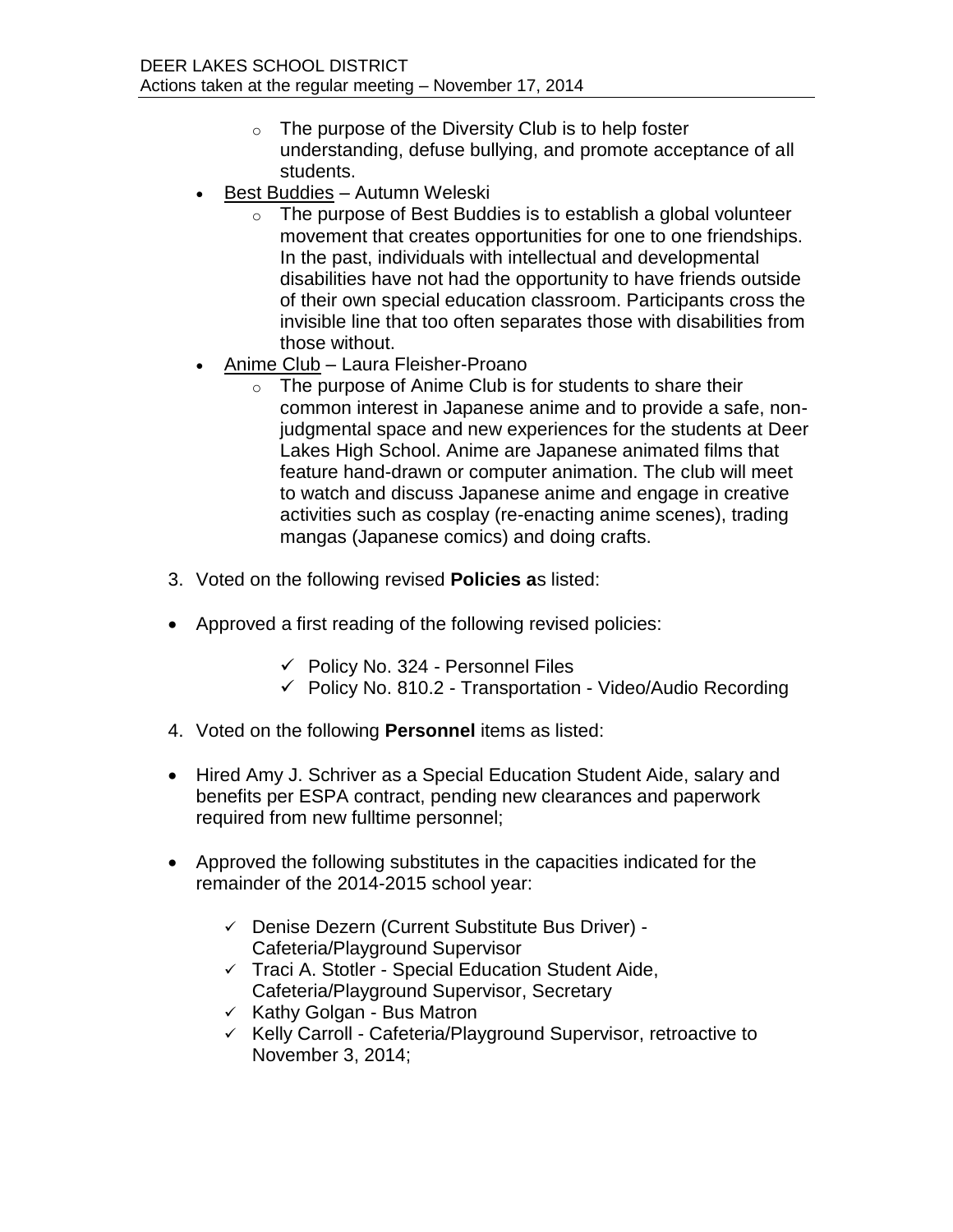- The purpose of the Diversity Club is to help foster understanding, defuse bullying, and promote acceptance of all students.
- Best Buddies – Autumn Weleski
  - The purpose of Best Buddies is to establish a global volunteer movement that creates opportunities for one to one friendships. In the past, individuals with intellectual and developmental disabilities have not had the opportunity to have friends outside of their own special education classroom. Participants cross the invisible line that too often separates those with disabilities from those without.
- Anime Club – Laura Fleisher-Proano
  - The purpose of Anime Club is for students to share their common interest in Japanese anime and to provide a safe, non-judgmental space and new experiences for the students at Deer Lakes High School. Anime are Japanese animated films that feature hand-drawn or computer animation. The club will meet to watch and discuss Japanese anime and engage in creative activities such as cosplay (re-enacting anime scenes), trading mangas (Japanese comics) and doing crafts.

3. Voted on the following revised **Policies a**s listed:

- Approved a first reading of the following revised policies:

  - ✓ Policy No. 324 - Personnel Files
  - ✓ Policy No. 810.2 - Transportation - Video/Audio Recording

4. Voted on the following **Personnel** items as listed:

- Hired Amy J. Schriver as a Special Education Student Aide, salary and benefits per ESPA contract, pending new clearances and paperwork required from new fulltime personnel;

- Approved the following substitutes in the capacities indicated for the remainder of the 2014-2015 school year:

  - ✓ Denise Dezern (Current Substitute Bus Driver) - Cafeteria/Playground Supervisor
  - ✓ Traci A. Stotler - Special Education Student Aide, Cafeteria/Playground Supervisor, Secretary
  - ✓ Kathy Golgan - Bus Matron
  - ✓ Kelly Carroll - Cafeteria/Playground Supervisor, retroactive to November 3, 2014;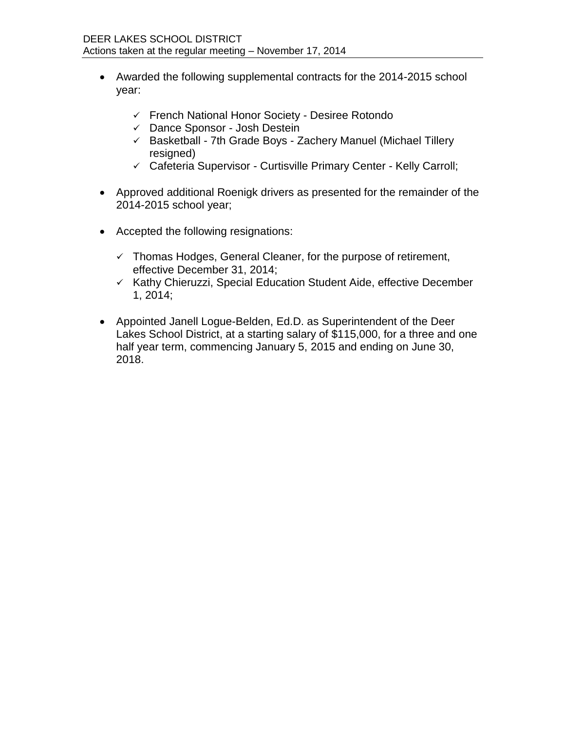- Awarded the following supplemental contracts for the 2014-2015 school year:

  - ✓ French National Honor Society - Desiree Rotondo
  - ✓ Dance Sponsor - Josh Destein
  - ✓ Basketball - 7th Grade Boys - Zachery Manuel (Michael Tillery resigned)
  - ✓ Cafeteria Supervisor - Curtisville Primary Center - Kelly Carroll;

- Approved additional Roenigk drivers as presented for the remainder of the 2014-2015 school year;

- Accepted the following resignations:

  - ✓ Thomas Hodges, General Cleaner, for the purpose of retirement, effective December 31, 2014;
  - ✓ Kathy Chieruzzi, Special Education Student Aide, effective December 1, 2014;

- Appointed Janell Logue-Belden, Ed.D. as Superintendent of the Deer Lakes School District, at a starting salary of $115,000, for a three and one half year term, commencing January 5, 2015 and ending on June 30, 2018.